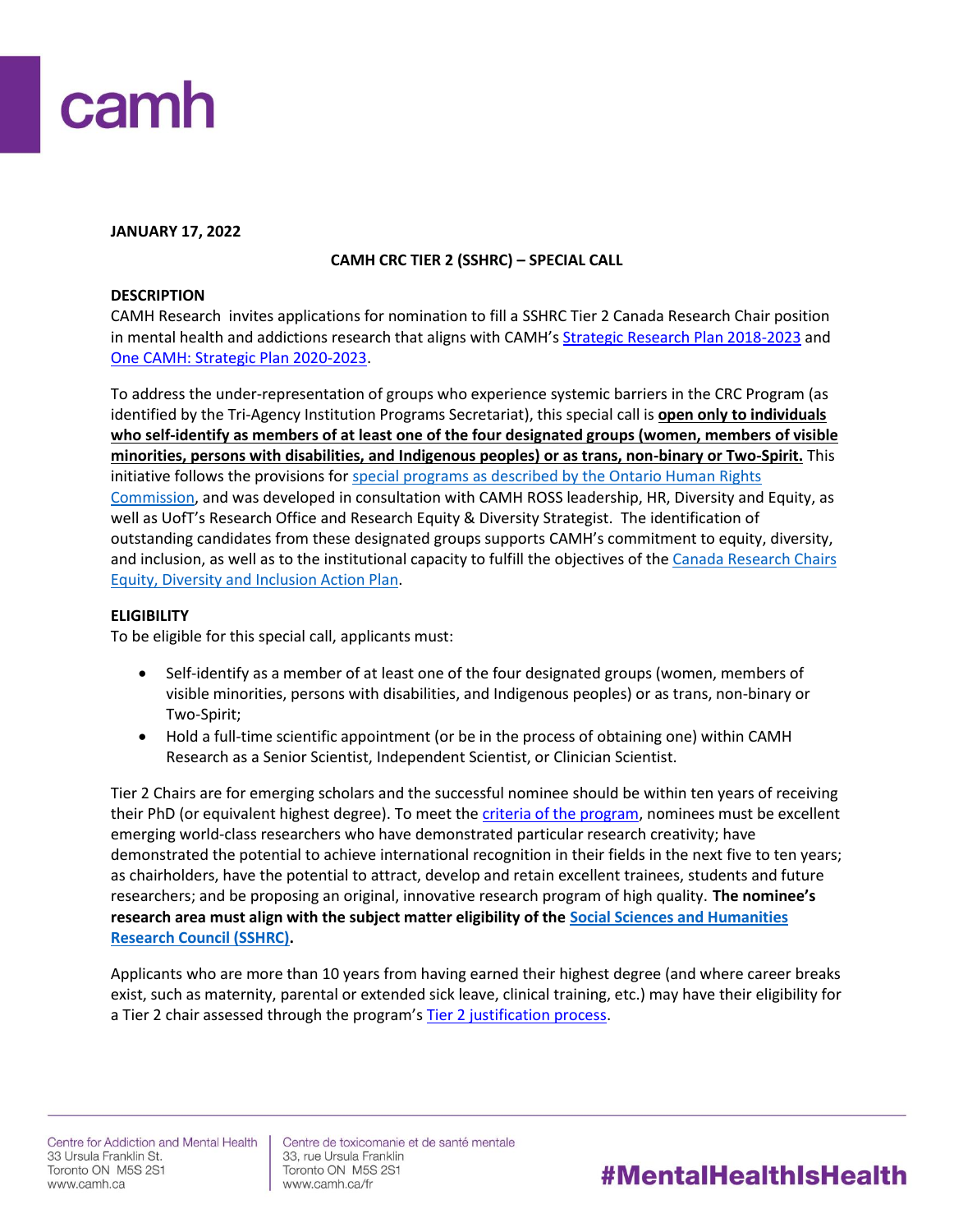**JANUARY 17, 2022**

**CAMH CRC TIER 2 (SSHRC) – SPECIAL CALL**

**DESCRIPTION**

CAMH Research invites applications for nomination to fill a SSHRC Tier 2 Canada Research Chair position in mental health and addictions research that aligns with CAMH's Strategic Research Plan 2018-2023 and One CAMH: Strategic Plan 2020-2023.

To address the under-representation of groups who experience systemic barriers in the CRC Program (as identified by the Tri-Agency Institution Programs Secretariat), this special call is **open only to individuals who self-identify as members of at least one of the four designated groups (women, members of visible minorities, persons with disabilities, and Indigenous peoples) or as trans, non-binary or Two-Spirit.** This initiative follows the provisions for special programs as described by the Ontario Human Rights Commission, and was developed in consultation with CAMH ROSS leadership, HR, Diversity and Equity, as well as UofT's Research Office and Research Equity & Diversity Strategist. The identification of outstanding candidates from these designated groups supports CAMH's commitment to equity, diversity, and inclusion, as well as to the institutional capacity to fulfill the objectives of the Canada Research Chairs Equity, Diversity and Inclusion Action Plan.

**ELIGIBILITY**

To be eligible for this special call, applicants must:

- Self-identify as a member of at least one of the four designated groups (women, members of visible minorities, persons with disabilities, and Indigenous peoples) or as trans, non-binary or Two-Spirit;
- Hold a full-time scientific appointment (or be in the process of obtaining one) within CAMH Research as a Senior Scientist, Independent Scientist, or Clinician Scientist.

Tier 2 Chairs are for emerging scholars and the successful nominee should be within ten years of receiving their PhD (or equivalent highest degree). To meet the criteria of the program, nominees must be excellent emerging world-class researchers who have demonstrated particular research creativity; have demonstrated the potential to achieve international recognition in their fields in the next five to ten years; as chairholders, have the potential to attract, develop and retain excellent trainees, students and future researchers; and be proposing an original, innovative research program of high quality. **The nominee's research area must align with the subject matter eligibility of the Social Sciences and Humanities Research Council (SSHRC).**

Applicants who are more than 10 years from having earned their highest degree (and where career breaks exist, such as maternity, parental or extended sick leave, clinical training, etc.) may have their eligibility for a Tier 2 chair assessed through the program's Tier 2 justification process.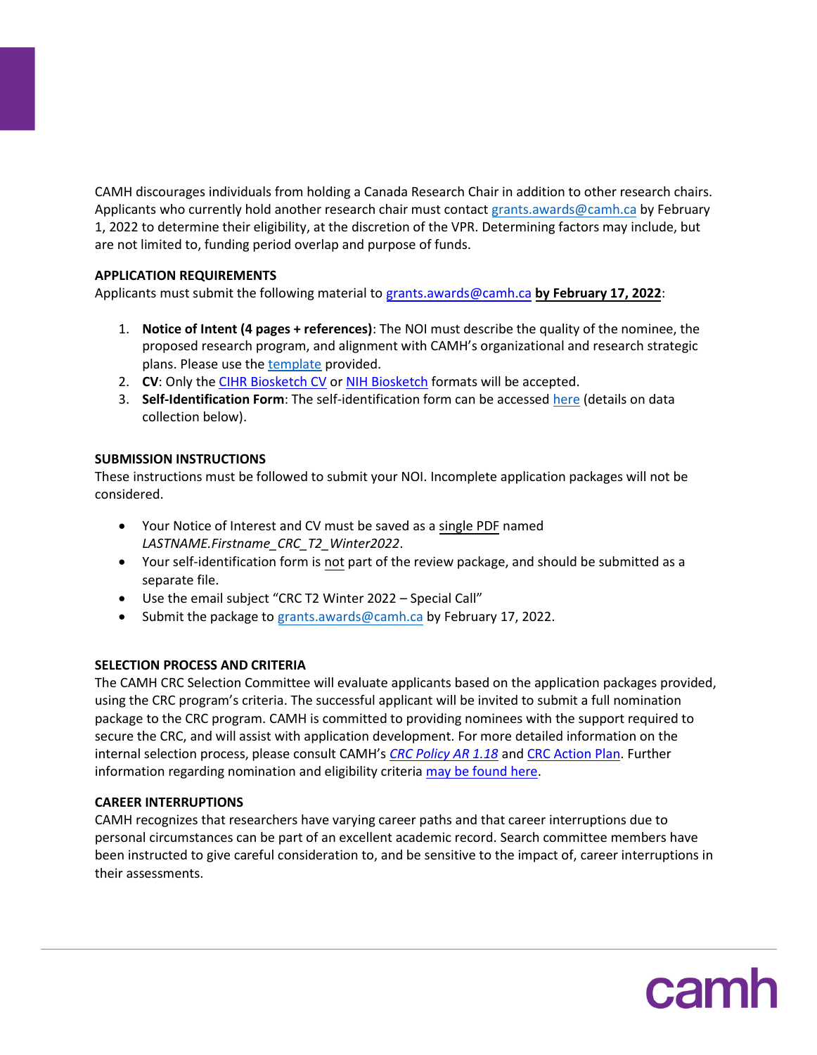CAMH discourages individuals from holding a Canada Research Chair in addition to other research chairs. Applicants who currently hold another research chair must contact grants.awards@camh.ca by February 1, 2022 to determine their eligibility, at the discretion of the VPR. Determining factors may include, but are not limited to, funding period overlap and purpose of funds.

**APPLICATION REQUIREMENTS**

Applicants must submit the following material to grants.awards@camh.ca **by February 17, 2022**:

1. **Notice of Intent (4 pages + references)**: The NOI must describe the quality of the nominee, the proposed research program, and alignment with CAMH's organizational and research strategic plans. Please use the template provided.
2. **CV**: Only the CIHR Biosketch CV or NIH Biosketch formats will be accepted.
3. **Self-Identification Form**: The self-identification form can be accessed here (details on data collection below).

**SUBMISSION INSTRUCTIONS**

These instructions must be followed to submit your NOI. Incomplete application packages will not be considered.

- Your Notice of Interest and CV must be saved as a single PDF named *LASTNAME.Firstname_CRC_T2_Winter2022*.
- Your self-identification form is not part of the review package, and should be submitted as a separate file.
- Use the email subject "CRC T2 Winter 2022 – Special Call"
- Submit the package to grants.awards@camh.ca by February 17, 2022.

**SELECTION PROCESS AND CRITERIA**

The CAMH CRC Selection Committee will evaluate applicants based on the application packages provided, using the CRC program's criteria. The successful applicant will be invited to submit a full nomination package to the CRC program. CAMH is committed to providing nominees with the support required to secure the CRC, and will assist with application development. For more detailed information on the internal selection process, please consult CAMH's *CRC Policy AR 1.18* and CRC Action Plan. Further information regarding nomination and eligibility criteria may be found here.

**CAREER INTERRUPTIONS**

CAMH recognizes that researchers have varying career paths and that career interruptions due to personal circumstances can be part of an excellent academic record. Search committee members have been instructed to give careful consideration to, and be sensitive to the impact of, career interruptions in their assessments.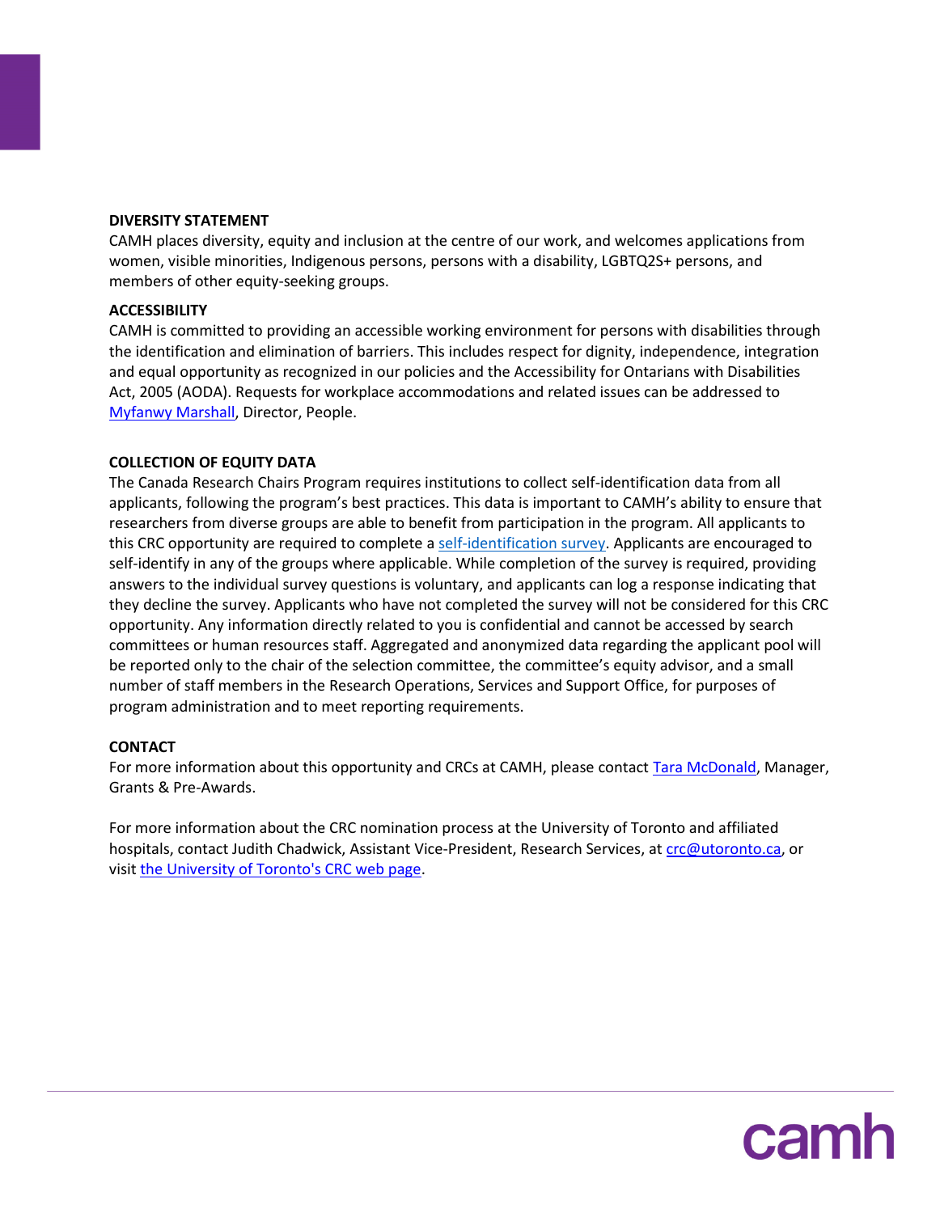**DIVERSITY STATEMENT**

CAMH places diversity, equity and inclusion at the centre of our work, and welcomes applications from women, visible minorities, Indigenous persons, persons with a disability, LGBTQ2S+ persons, and members of other equity-seeking groups.

**ACCESSIBILITY**

CAMH is committed to providing an accessible working environment for persons with disabilities through the identification and elimination of barriers. This includes respect for dignity, independence, integration and equal opportunity as recognized in our policies and the Accessibility for Ontarians with Disabilities Act, 2005 (AODA). Requests for workplace accommodations and related issues can be addressed to Myfanwy Marshall, Director, People.

**COLLECTION OF EQUITY DATA**

The Canada Research Chairs Program requires institutions to collect self-identification data from all applicants, following the program's best practices. This data is important to CAMH's ability to ensure that researchers from diverse groups are able to benefit from participation in the program. All applicants to this CRC opportunity are required to complete a self-identification survey. Applicants are encouraged to self-identify in any of the groups where applicable. While completion of the survey is required, providing answers to the individual survey questions is voluntary, and applicants can log a response indicating that they decline the survey. Applicants who have not completed the survey will not be considered for this CRC opportunity. Any information directly related to you is confidential and cannot be accessed by search committees or human resources staff. Aggregated and anonymized data regarding the applicant pool will be reported only to the chair of the selection committee, the committee's equity advisor, and a small number of staff members in the Research Operations, Services and Support Office, for purposes of program administration and to meet reporting requirements.

**CONTACT**

For more information about this opportunity and CRCs at CAMH, please contact Tara McDonald, Manager, Grants & Pre-Awards.

For more information about the CRC nomination process at the University of Toronto and affiliated hospitals, contact Judith Chadwick, Assistant Vice-President, Research Services, at crc@utoronto.ca, or visit the University of Toronto's CRC web page.